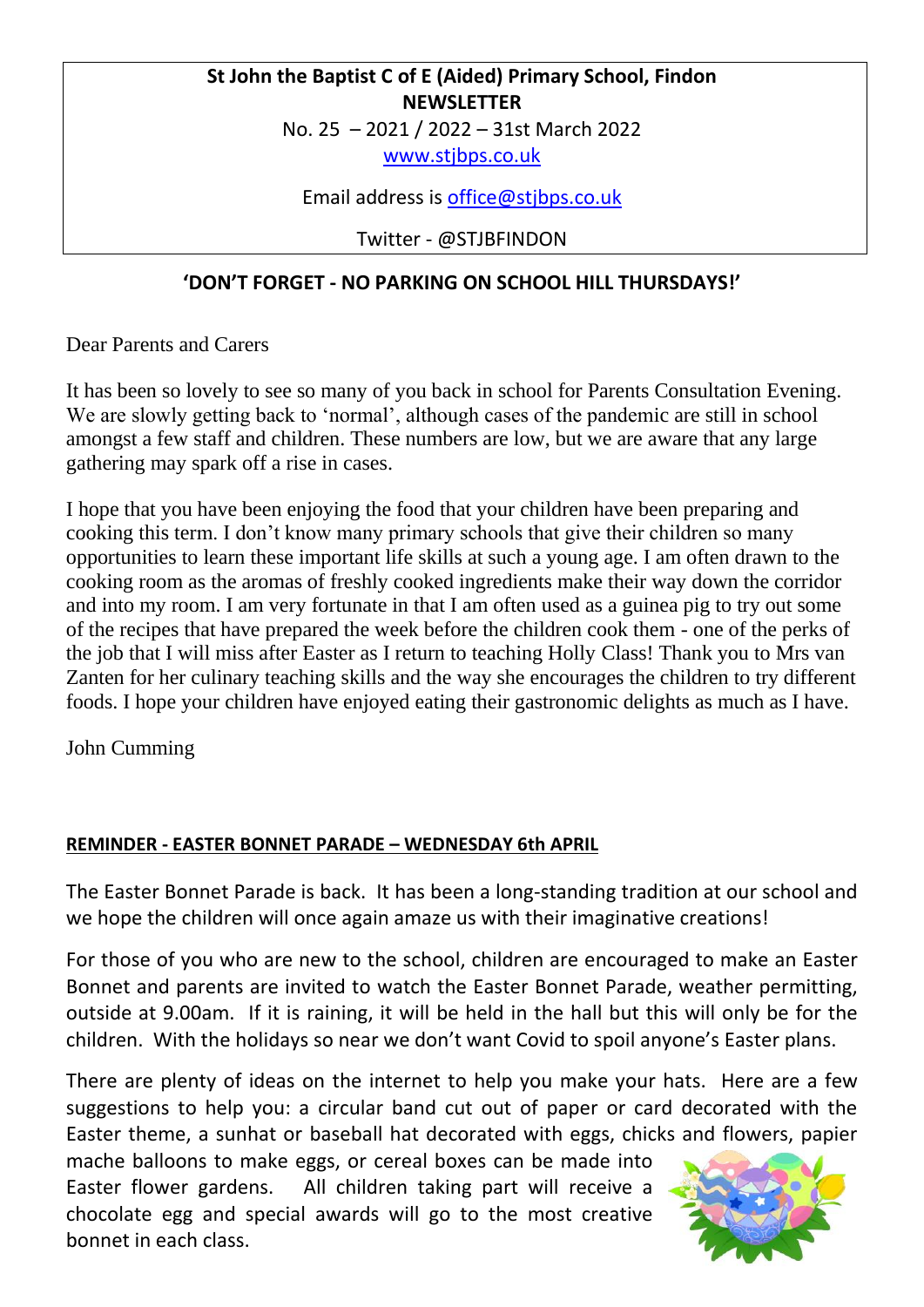**St John the Baptist C of E (Aided) Primary School, Findon**
**NEWSLETTER**
No. 25 – 2021 / 2022 – 31st March 2022
www.stjbps.co.uk

Email address is office@stjbps.co.uk

Twitter - @STJBFINDON

**'DON'T FORGET - NO PARKING ON SCHOOL HILL THURSDAYS!'**

Dear Parents and Carers

It has been so lovely to see so many of you back in school for Parents Consultation Evening. We are slowly getting back to 'normal', although cases of the pandemic are still in school amongst a few staff and children. These numbers are low, but we are aware that any large gathering may spark off a rise in cases.

I hope that you have been enjoying the food that your children have been preparing and cooking this term. I don't know many primary schools that give their children so many opportunities to learn these important life skills at such a young age. I am often drawn to the cooking room as the aromas of freshly cooked ingredients make their way down the corridor and into my room. I am very fortunate in that I am often used as a guinea pig to try out some of the recipes that have prepared the week before the children cook them - one of the perks of the job that I will miss after Easter as I return to teaching Holly Class! Thank you to Mrs van Zanten for her culinary teaching skills and the way she encourages the children to try different foods. I hope your children have enjoyed eating their gastronomic delights as much as I have.

John Cumming

## REMINDER - EASTER BONNET PARADE – WEDNESDAY 6th APRIL

The Easter Bonnet Parade is back. It has been a long-standing tradition at our school and we hope the children will once again amaze us with their imaginative creations!

For those of you who are new to the school, children are encouraged to make an Easter Bonnet and parents are invited to watch the Easter Bonnet Parade, weather permitting, outside at 9.00am. If it is raining, it will be held in the hall but this will only be for the children. With the holidays so near we don't want Covid to spoil anyone's Easter plans.

There are plenty of ideas on the internet to help you make your hats. Here are a few suggestions to help you: a circular band cut out of paper or card decorated with the Easter theme, a sunhat or baseball hat decorated with eggs, chicks and flowers, papier mache balloons to make eggs, or cereal boxes can be made into Easter flower gardens. All children taking part will receive a chocolate egg and special awards will go to the most creative bonnet in each class.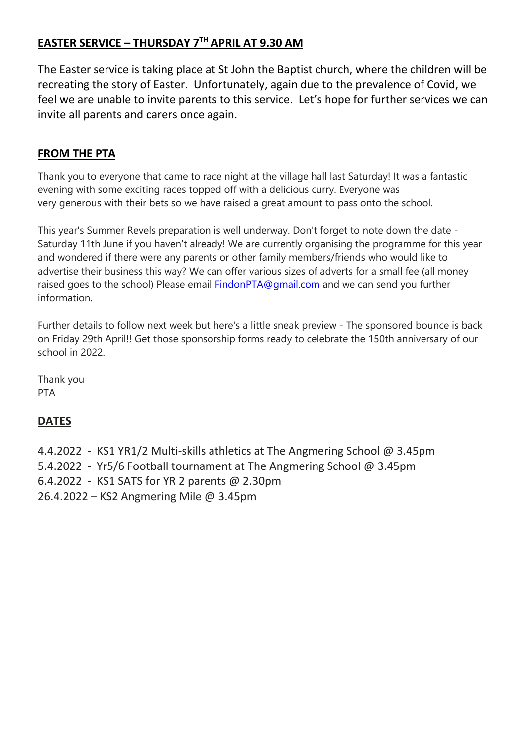## EASTER SERVICE – THURSDAY 7TH APRIL AT 9.30 AM

The Easter service is taking place at St John the Baptist church, where the children will be recreating the story of Easter. Unfortunately, again due to the prevalence of Covid, we feel we are unable to invite parents to this service. Let's hope for further services we can invite all parents and carers once again.

## FROM THE PTA

Thank you to everyone that came to race night at the village hall last Saturday! It was a fantastic evening with some exciting races topped off with a delicious curry. Everyone was very generous with their bets so we have raised a great amount to pass onto the school.

This year's Summer Revels preparation is well underway. Don't forget to note down the date - Saturday 11th June if you haven't already! We are currently organising the programme for this year and wondered if there were any parents or other family members/friends who would like to advertise their business this way? We can offer various sizes of adverts for a small fee (all money raised goes to the school) Please email FindonPTA@gmail.com and we can send you further information.

Further details to follow next week but here's a little sneak preview - The sponsored bounce is back on Friday 29th April!! Get those sponsorship forms ready to celebrate the 150th anniversary of our school in 2022.

Thank you
PTA

## DATES

4.4.2022 - KS1 YR1/2 Multi-skills athletics at The Angmering School @ 3.45pm
5.4.2022 - Yr5/6 Football tournament at The Angmering School @ 3.45pm
6.4.2022 - KS1 SATS for YR 2 parents @ 2.30pm
26.4.2022 – KS2 Angmering Mile @ 3.45pm